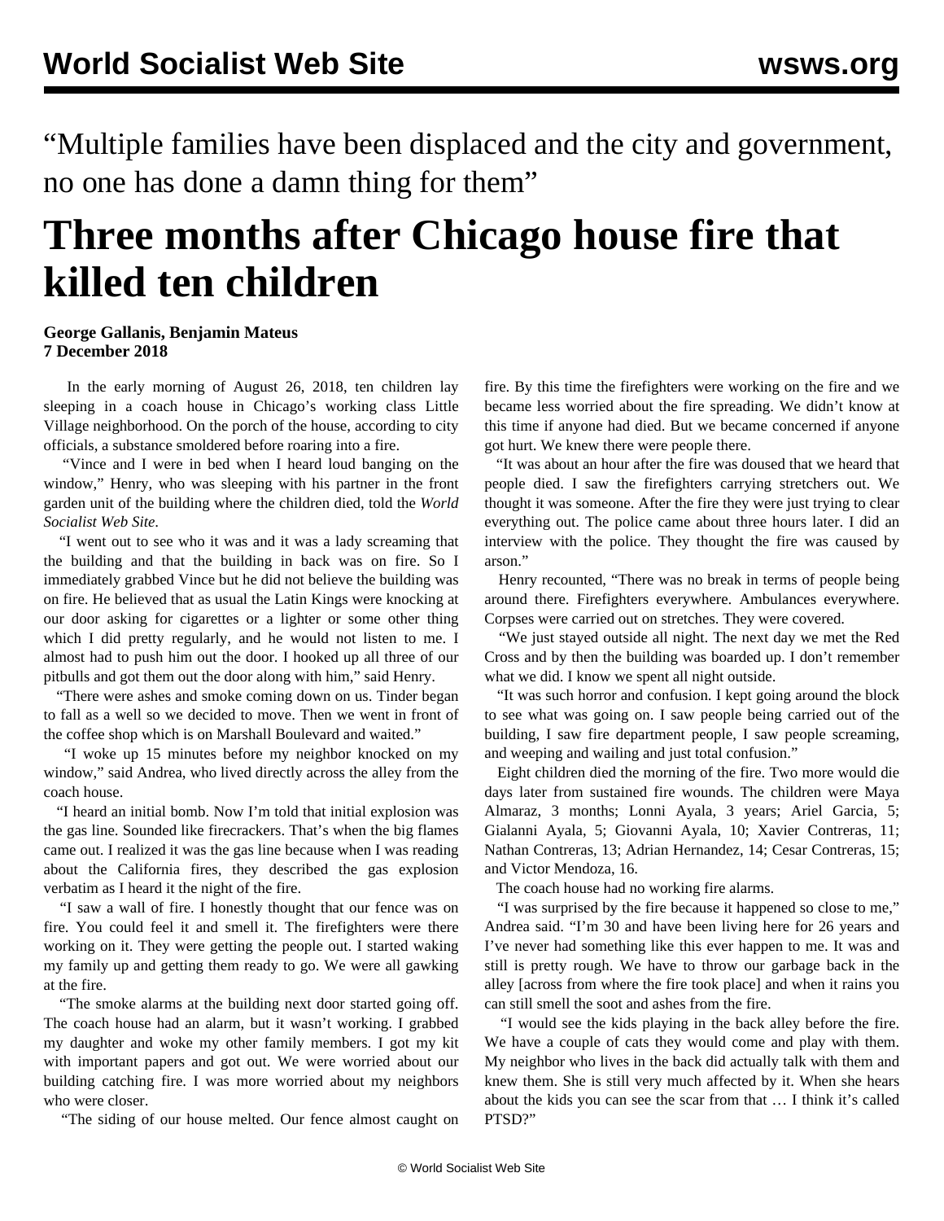“Multiple families have been displaced and the city and government, no one has done a damn thing for them”

# Three months after Chicago house fire that killed ten children

**George Gallanis, Benjamin Mateus**
**7 December 2018**

In the early morning of August 26, 2018, ten children lay sleeping in a coach house in Chicago’s working class Little Village neighborhood. On the porch of the house, according to city officials, a substance smoldered before roaring into a fire.

“Vince and I were in bed when I heard loud banging on the window,” Henry, who was sleeping with his partner in the front garden unit of the building where the children died, told the *World Socialist Web Site*.

“I went out to see who it was and it was a lady screaming that the building and that the building in back was on fire. So I immediately grabbed Vince but he did not believe the building was on fire. He believed that as usual the Latin Kings were knocking at our door asking for cigarettes or a lighter or some other thing which I did pretty regularly, and he would not listen to me. I almost had to push him out the door. I hooked up all three of our pitbulls and got them out the door along with him,” said Henry.

“There were ashes and smoke coming down on us. Tinder began to fall as a well so we decided to move. Then we went in front of the coffee shop which is on Marshall Boulevard and waited.”

“I woke up 15 minutes before my neighbor knocked on my window,” said Andrea, who lived directly across the alley from the coach house.

“I heard an initial bomb. Now I’m told that initial explosion was the gas line. Sounded like firecrackers. That’s when the big flames came out. I realized it was the gas line because when I was reading about the California fires, they described the gas explosion verbatim as I heard it the night of the fire.

“I saw a wall of fire. I honestly thought that our fence was on fire. You could feel it and smell it. The firefighters were there working on it. They were getting the people out. I started waking my family up and getting them ready to go. We were all gawking at the fire.

“The smoke alarms at the building next door started going off. The coach house had an alarm, but it wasn’t working. I grabbed my daughter and woke my other family members. I got my kit with important papers and got out. We were worried about our building catching fire. I was more worried about my neighbors who were closer.

“The siding of our house melted. Our fence almost caught on fire. By this time the firefighters were working on the fire and we became less worried about the fire spreading. We didn’t know at this time if anyone had died. But we became concerned if anyone got hurt. We knew there were people there.

“It was about an hour after the fire was doused that we heard that people died. I saw the firefighters carrying stretchers out. We thought it was someone. After the fire they were just trying to clear everything out. The police came about three hours later. I did an interview with the police. They thought the fire was caused by arson.”

Henry recounted, “There was no break in terms of people being around there. Firefighters everywhere. Ambulances everywhere. Corpses were carried out on stretches. They were covered.

“We just stayed outside all night. The next day we met the Red Cross and by then the building was boarded up. I don’t remember what we did. I know we spent all night outside.

“It was such horror and confusion. I kept going around the block to see what was going on. I saw people being carried out of the building, I saw fire department people, I saw people screaming, and weeping and wailing and just total confusion.”

Eight children died the morning of the fire. Two more would die days later from sustained fire wounds. The children were Maya Almaraz, 3 months; Lonni Ayala, 3 years; Ariel Garcia, 5; Gialanni Ayala, 5; Giovanni Ayala, 10; Xavier Contreras, 11; Nathan Contreras, 13; Adrian Hernandez, 14; Cesar Contreras, 15; and Victor Mendoza, 16.

The coach house had no working fire alarms.

“I was surprised by the fire because it happened so close to me,” Andrea said. “I’m 30 and have been living here for 26 years and I’ve never had something like this ever happen to me. It was and still is pretty rough. We have to throw our garbage back in the alley [across from where the fire took place] and when it rains you can still smell the soot and ashes from the fire.

“I would see the kids playing in the back alley before the fire. We have a couple of cats they would come and play with them. My neighbor who lives in the back did actually talk with them and knew them. She is still very much affected by it. When she hears about the kids you can see the scar from that … I think it’s called PTSD?”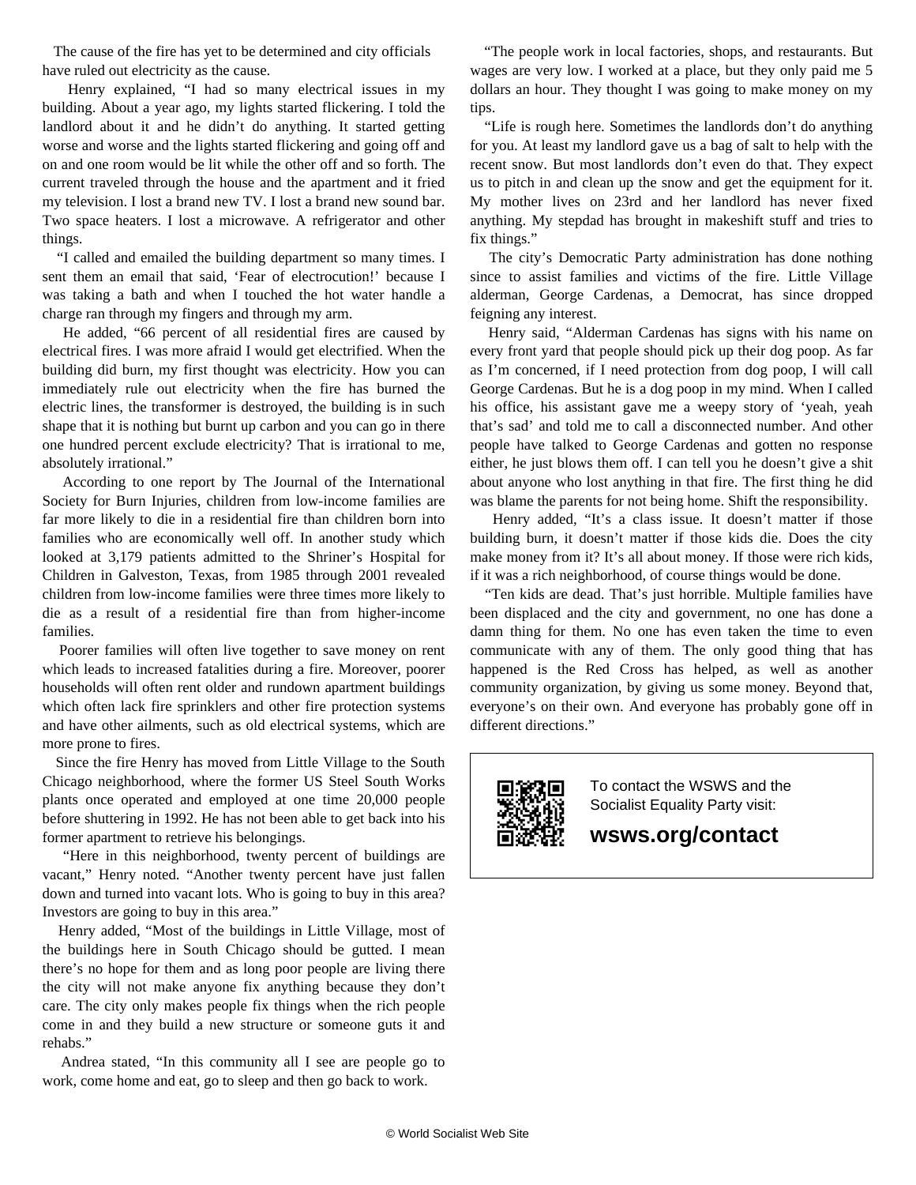The cause of the fire has yet to be determined and city officials have ruled out electricity as the cause.

Henry explained, "I had so many electrical issues in my building. About a year ago, my lights started flickering. I told the landlord about it and he didn't do anything. It started getting worse and worse and the lights started flickering and going off and on and one room would be lit while the other off and so forth. The current traveled through the house and the apartment and it fried my television. I lost a brand new TV. I lost a brand new sound bar. Two space heaters. I lost a microwave. A refrigerator and other things.

"I called and emailed the building department so many times. I sent them an email that said, 'Fear of electrocution!' because I was taking a bath and when I touched the hot water handle a charge ran through my fingers and through my arm.

He added, "66 percent of all residential fires are caused by electrical fires. I was more afraid I would get electrified. When the building did burn, my first thought was electricity. How you can immediately rule out electricity when the fire has burned the electric lines, the transformer is destroyed, the building is in such shape that it is nothing but burnt up carbon and you can go in there one hundred percent exclude electricity? That is irrational to me, absolutely irrational."

According to one report by The Journal of the International Society for Burn Injuries, children from low-income families are far more likely to die in a residential fire than children born into families who are economically well off. In another study which looked at 3,179 patients admitted to the Shriner's Hospital for Children in Galveston, Texas, from 1985 through 2001 revealed children from low-income families were three times more likely to die as a result of a residential fire than from higher-income families.

Poorer families will often live together to save money on rent which leads to increased fatalities during a fire. Moreover, poorer households will often rent older and rundown apartment buildings which often lack fire sprinklers and other fire protection systems and have other ailments, such as old electrical systems, which are more prone to fires.

Since the fire Henry has moved from Little Village to the South Chicago neighborhood, where the former US Steel South Works plants once operated and employed at one time 20,000 people before shuttering in 1992. He has not been able to get back into his former apartment to retrieve his belongings.

"Here in this neighborhood, twenty percent of buildings are vacant," Henry noted. "Another twenty percent have just fallen down and turned into vacant lots. Who is going to buy in this area? Investors are going to buy in this area."

Henry added, "Most of the buildings in Little Village, most of the buildings here in South Chicago should be gutted. I mean there's no hope for them and as long poor people are living there the city will not make anyone fix anything because they don't care. The city only makes people fix things when the rich people come in and they build a new structure or someone guts it and rehabs."

Andrea stated, "In this community all I see are people go to work, come home and eat, go to sleep and then go back to work.

"The people work in local factories, shops, and restaurants. But wages are very low. I worked at a place, but they only paid me 5 dollars an hour. They thought I was going to make money on my tips.

"Life is rough here. Sometimes the landlords don't do anything for you. At least my landlord gave us a bag of salt to help with the recent snow. But most landlords don't even do that. They expect us to pitch in and clean up the snow and get the equipment for it. My mother lives on 23rd and her landlord has never fixed anything. My stepdad has brought in makeshift stuff and tries to fix things."

The city's Democratic Party administration has done nothing since to assist families and victims of the fire. Little Village alderman, George Cardenas, a Democrat, has since dropped feigning any interest.

Henry said, "Alderman Cardenas has signs with his name on every front yard that people should pick up their dog poop. As far as I'm concerned, if I need protection from dog poop, I will call George Cardenas. But he is a dog poop in my mind. When I called his office, his assistant gave me a weepy story of 'yeah, yeah that's sad' and told me to call a disconnected number. And other people have talked to George Cardenas and gotten no response either, he just blows them off. I can tell you he doesn't give a shit about anyone who lost anything in that fire. The first thing he did was blame the parents for not being home. Shift the responsibility.

Henry added, "It's a class issue. It doesn't matter if those building burn, it doesn't matter if those kids die. Does the city make money from it? It's all about money. If those were rich kids, if it was a rich neighborhood, of course things would be done.

"Ten kids are dead. That's just horrible. Multiple families have been displaced and the city and government, no one has done a damn thing for them. No one has even taken the time to even communicate with any of them. The only good thing that has happened is the Red Cross has helped, as well as another community organization, by giving us some money. Beyond that, everyone's on their own. And everyone has probably gone off in different directions."

To contact the WSWS and the Socialist Equality Party visit:

**wsws.org/contact**